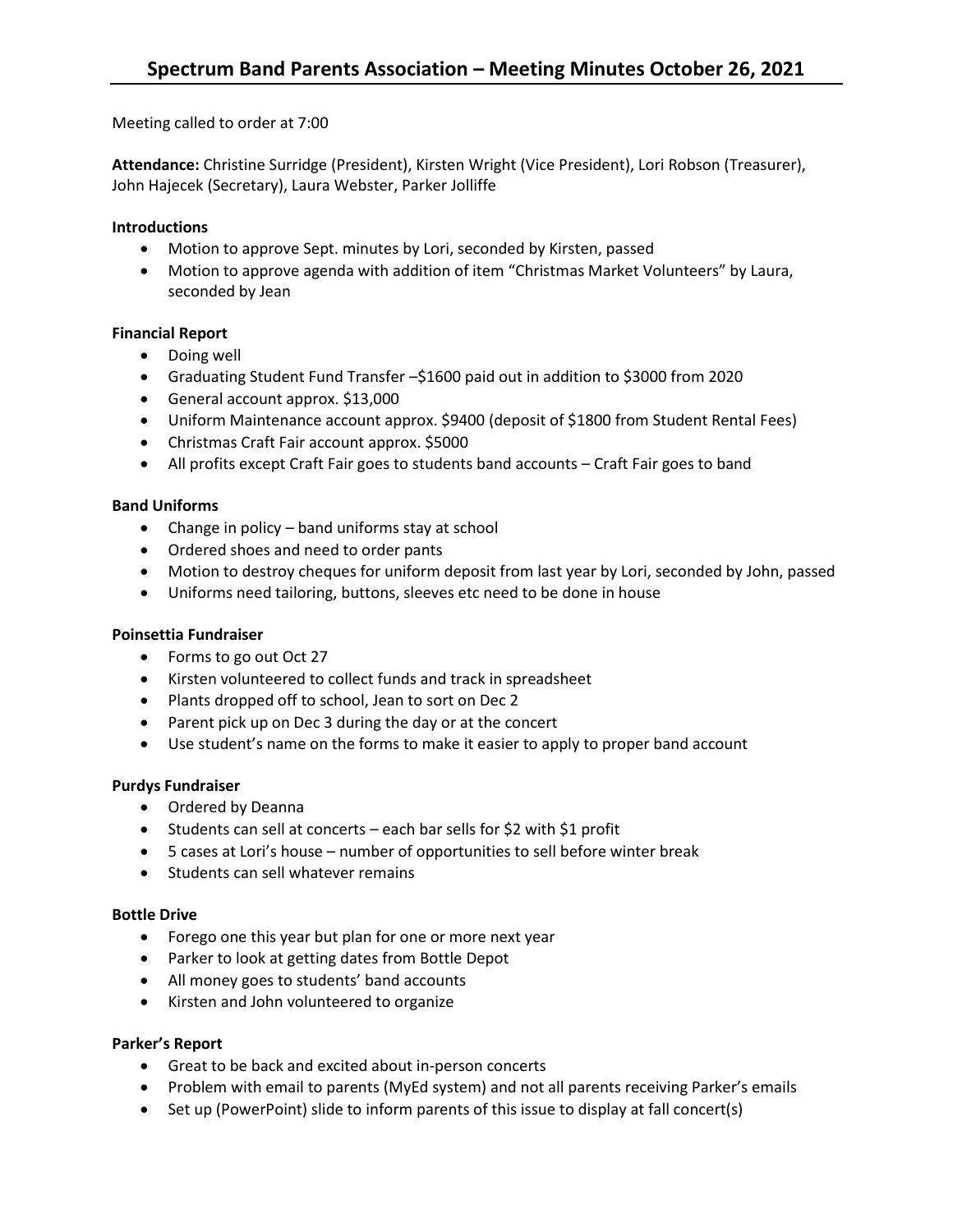# Spectrum Band Parents Association – Meeting Minutes October 26, 2021

Meeting called to order at 7:00

**Attendance:** Christine Surridge (President), Kirsten Wright (Vice President), Lori Robson (Treasurer), John Hajecek (Secretary), Laura Webster, Parker Jolliffe

**Introductions**

- Motion to approve Sept. minutes by Lori, seconded by Kirsten, passed
- Motion to approve agenda with addition of item "Christmas Market Volunteers" by Laura, seconded by Jean

**Financial Report**

- Doing well
- Graduating Student Fund Transfer –$1600 paid out in addition to $3000 from 2020
- General account approx. $13,000
- Uniform Maintenance account approx. $9400 (deposit of $1800 from Student Rental Fees)
- Christmas Craft Fair account approx. $5000
- All profits except Craft Fair goes to students band accounts – Craft Fair goes to band

**Band Uniforms**

- Change in policy – band uniforms stay at school
- Ordered shoes and need to order pants
- Motion to destroy cheques for uniform deposit from last year by Lori, seconded by John, passed
- Uniforms need tailoring, buttons, sleeves etc need to be done in house

**Poinsettia Fundraiser**

- Forms to go out Oct 27
- Kirsten volunteered to collect funds and track in spreadsheet
- Plants dropped off to school, Jean to sort on Dec 2
- Parent pick up on Dec 3 during the day or at the concert
- Use student's name on the forms to make it easier to apply to proper band account

**Purdys Fundraiser**

- Ordered by Deanna
- Students can sell at concerts – each bar sells for $2 with $1 profit
- 5 cases at Lori's house – number of opportunities to sell before winter break
- Students can sell whatever remains

**Bottle Drive**

- Forego one this year but plan for one or more next year
- Parker to look at getting dates from Bottle Depot
- All money goes to students' band accounts
- Kirsten and John volunteered to organize

**Parker's Report**

- Great to be back and excited about in-person concerts
- Problem with email to parents (MyEd system) and not all parents receiving Parker's emails
- Set up (PowerPoint) slide to inform parents of this issue to display at fall concert(s)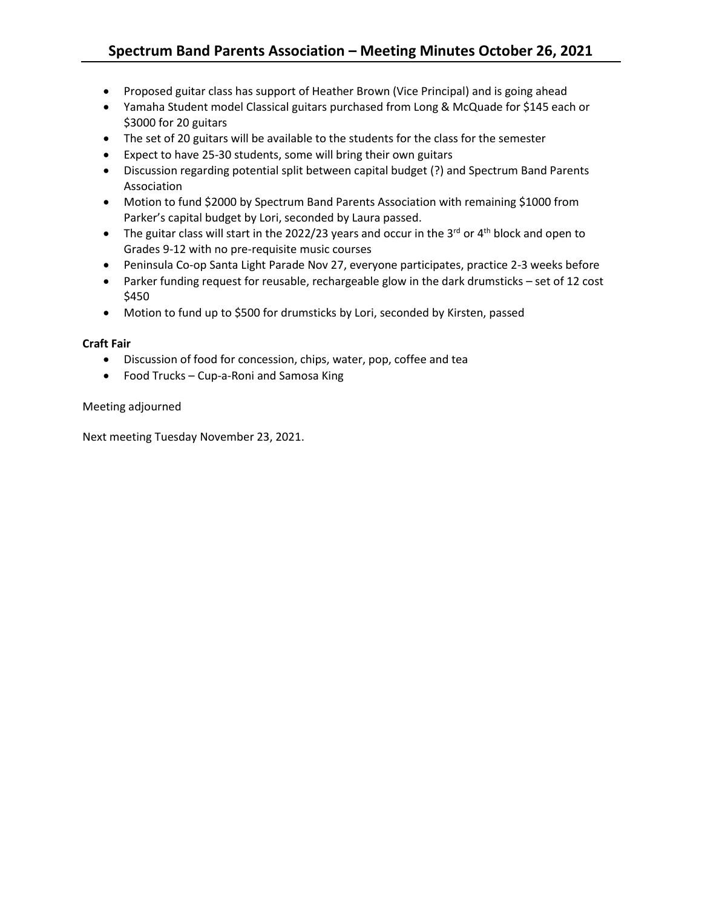- Proposed guitar class has support of Heather Brown (Vice Principal) and is going ahead
- Yamaha Student model Classical guitars purchased from Long & McQuade for $145 each or $3000 for 20 guitars
- The set of 20 guitars will be available to the students for the class for the semester
- Expect to have 25-30 students, some will bring their own guitars
- Discussion regarding potential split between capital budget (?) and Spectrum Band Parents Association
- Motion to fund $2000 by Spectrum Band Parents Association with remaining $1000 from Parker's capital budget by Lori, seconded by Laura passed.
- The guitar class will start in the 2022/23 years and occur in the 3rd or 4th block and open to Grades 9-12 with no pre-requisite music courses
- Peninsula Co-op Santa Light Parade Nov 27, everyone participates, practice 2-3 weeks before
- Parker funding request for reusable, rechargeable glow in the dark drumsticks – set of 12 cost $450
- Motion to fund up to $500 for drumsticks by Lori, seconded by Kirsten, passed

**Craft Fair**

- Discussion of food for concession, chips, water, pop, coffee and tea
- Food Trucks – Cup-a-Roni and Samosa King

Meeting adjourned

Next meeting Tuesday November 23, 2021.